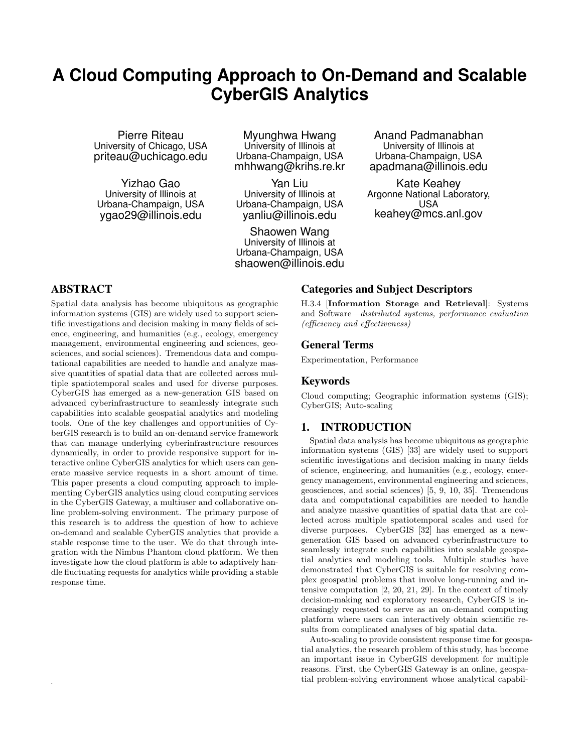# A Cloud Computing Approach to On-Demand and Scalable CyberGIS Analytics

Pierre Riteau
University of Chicago, USA
priteau@uchicago.edu

Myunghwa Hwang
University of Illinois at Urbana-Champaign, USA
mhhwang@krihs.re.kr

Anand Padmanabhan
University of Illinois at Urbana-Champaign, USA
apadmana@illinois.edu

Yizhao Gao
University of Illinois at Urbana-Champaign, USA
ygao29@illinois.edu

Yan Liu
University of Illinois at Urbana-Champaign, USA
yanliu@illinois.edu

Kate Keahey
Argonne National Laboratory, USA
keahey@mcs.anl.gov

Shaowen Wang
University of Illinois at Urbana-Champaign, USA
shaowen@illinois.edu

## ABSTRACT

Spatial data analysis has become ubiquitous as geographic information systems (GIS) are widely used to support scientific investigations and decision making in many fields of science, engineering, and humanities (e.g., ecology, emergency management, environmental engineering and sciences, geosciences, and social sciences). Tremendous data and computational capabilities are needed to handle and analyze massive quantities of spatial data that are collected across multiple spatiotemporal scales and used for diverse purposes. CyberGIS has emerged as a new-generation GIS based on advanced cyberinfrastructure to seamlessly integrate such capabilities into scalable geospatial analytics and modeling tools. One of the key challenges and opportunities of CyberGIS research is to build an on-demand service framework that can manage underlying cyberinfrastructure resources dynamically, in order to provide responsive support for interactive online CyberGIS analytics for which users can generate massive service requests in a short amount of time. This paper presents a cloud computing approach to implementing CyberGIS analytics using cloud computing services in the CyberGIS Gateway, a multiuser and collaborative online problem-solving environment. The primary purpose of this research is to address the question of how to achieve on-demand and scalable CyberGIS analytics that provide a stable response time to the user. We do that through integration with the Nimbus Phantom cloud platform. We then investigate how the cloud platform is able to adaptively handle fluctuating requests for analytics while providing a stable response time.

## Categories and Subject Descriptors

H.3.4 [**Information Storage and Retrieval**]: Systems and Software—*distributed systems, performance evaluation (efficiency and effectiveness)*

## General Terms

Experimentation, Performance

## Keywords

Cloud computing; Geographic information systems (GIS); CyberGIS; Auto-scaling

## 1. INTRODUCTION

Spatial data analysis has become ubiquitous as geographic information systems (GIS) [33] are widely used to support scientific investigations and decision making in many fields of science, engineering, and humanities (e.g., ecology, emergency management, environmental engineering and sciences, geosciences, and social sciences) [5, 9, 10, 35]. Tremendous data and computational capabilities are needed to handle and analyze massive quantities of spatial data that are collected across multiple spatiotemporal scales and used for diverse purposes. CyberGIS [32] has emerged as a new-generation GIS based on advanced cyberinfrastructure to seamlessly integrate such capabilities into scalable geospatial analytics and modeling tools. Multiple studies have demonstrated that CyberGIS is suitable for resolving complex geospatial problems that involve long-running and intensive computation [2, 20, 21, 29]. In the context of timely decision-making and exploratory research, CyberGIS is increasingly requested to serve as an on-demand computing platform where users can interactively obtain scientific results from complicated analyses of big spatial data.

Auto-scaling to provide consistent response time for geospatial analytics, the research problem of this study, has become an important issue in CyberGIS development for multiple reasons. First, the CyberGIS Gateway is an online, geospatial problem-solving environment whose analytical capabil-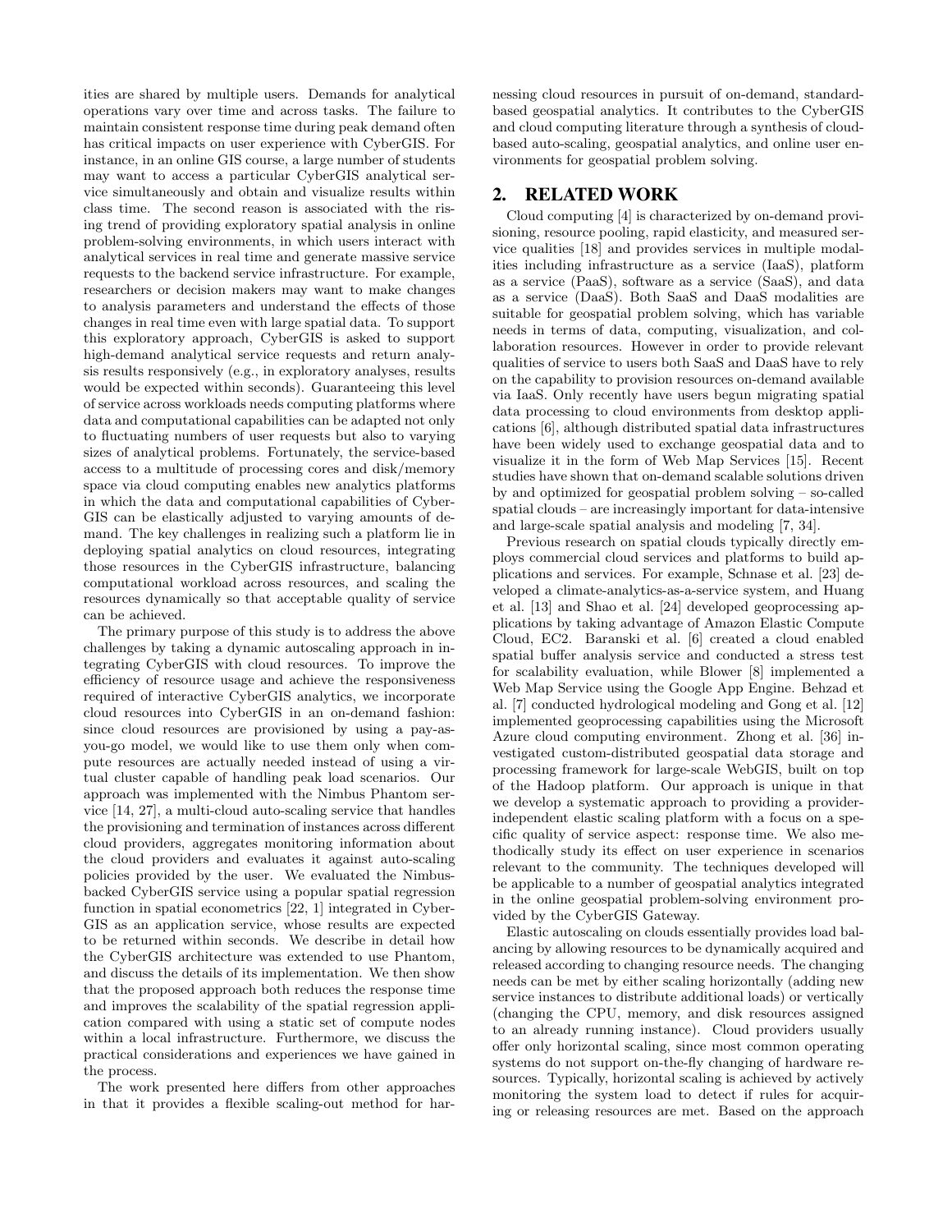ities are shared by multiple users. Demands for analytical operations vary over time and across tasks. The failure to maintain consistent response time during peak demand often has critical impacts on user experience with CyberGIS. For instance, in an online GIS course, a large number of students may want to access a particular CyberGIS analytical service simultaneously and obtain and visualize results within class time. The second reason is associated with the rising trend of providing exploratory spatial analysis in online problem-solving environments, in which users interact with analytical services in real time and generate massive service requests to the backend service infrastructure. For example, researchers or decision makers may want to make changes to analysis parameters and understand the effects of those changes in real time even with large spatial data. To support this exploratory approach, CyberGIS is asked to support high-demand analytical service requests and return analysis results responsively (e.g., in exploratory analyses, results would be expected within seconds). Guaranteeing this level of service across workloads needs computing platforms where data and computational capabilities can be adapted not only to fluctuating numbers of user requests but also to varying sizes of analytical problems. Fortunately, the service-based access to a multitude of processing cores and disk/memory space via cloud computing enables new analytics platforms in which the data and computational capabilities of CyberGIS can be elastically adjusted to varying amounts of demand. The key challenges in realizing such a platform lie in deploying spatial analytics on cloud resources, integrating those resources in the CyberGIS infrastructure, balancing computational workload across resources, and scaling the resources dynamically so that acceptable quality of service can be achieved.

The primary purpose of this study is to address the above challenges by taking a dynamic autoscaling approach in integrating CyberGIS with cloud resources. To improve the efficiency of resource usage and achieve the responsiveness required of interactive CyberGIS analytics, we incorporate cloud resources into CyberGIS in an on-demand fashion: since cloud resources are provisioned by using a pay-as-you-go model, we would like to use them only when compute resources are actually needed instead of using a virtual cluster capable of handling peak load scenarios. Our approach was implemented with the Nimbus Phantom service [14, 27], a multi-cloud auto-scaling service that handles the provisioning and termination of instances across different cloud providers, aggregates monitoring information about the cloud providers and evaluates it against auto-scaling policies provided by the user. We evaluated the Nimbus-backed CyberGIS service using a popular spatial regression function in spatial econometrics [22, 1] integrated in CyberGIS as an application service, whose results are expected to be returned within seconds. We describe in detail how the CyberGIS architecture was extended to use Phantom, and discuss the details of its implementation. We then show that the proposed approach both reduces the response time and improves the scalability of the spatial regression application compared with using a static set of compute nodes within a local infrastructure. Furthermore, we discuss the practical considerations and experiences we have gained in the process.

The work presented here differs from other approaches in that it provides a flexible scaling-out method for harnessing cloud resources in pursuit of on-demand, standard-based geospatial analytics. It contributes to the CyberGIS and cloud computing literature through a synthesis of cloud-based auto-scaling, geospatial analytics, and online user environments for geospatial problem solving.

## 2. RELATED WORK

Cloud computing [4] is characterized by on-demand provisioning, resource pooling, rapid elasticity, and measured service qualities [18] and provides services in multiple modalities including infrastructure as a service (IaaS), platform as a service (PaaS), software as a service (SaaS), and data as a service (DaaS). Both SaaS and DaaS modalities are suitable for geospatial problem solving, which has variable needs in terms of data, computing, visualization, and collaboration resources. However in order to provide relevant qualities of service to users both SaaS and DaaS have to rely on the capability to provision resources on-demand available via IaaS. Only recently have users begun migrating spatial data processing to cloud environments from desktop applications [6], although distributed spatial data infrastructures have been widely used to exchange geospatial data and to visualize it in the form of Web Map Services [15]. Recent studies have shown that on-demand scalable solutions driven by and optimized for geospatial problem solving – so-called spatial clouds – are increasingly important for data-intensive and large-scale spatial analysis and modeling [7, 34].

Previous research on spatial clouds typically directly employs commercial cloud services and platforms to build applications and services. For example, Schnase et al. [23] developed a climate-analytics-as-a-service system, and Huang et al. [13] and Shao et al. [24] developed geoprocessing applications by taking advantage of Amazon Elastic Compute Cloud, EC2. Baranski et al. [6] created a cloud enabled spatial buffer analysis service and conducted a stress test for scalability evaluation, while Blower [8] implemented a Web Map Service using the Google App Engine. Behzad et al. [7] conducted hydrological modeling and Gong et al. [12] implemented geoprocessing capabilities using the Microsoft Azure cloud computing environment. Zhong et al. [36] investigated custom-distributed geospatial data storage and processing framework for large-scale WebGIS, built on top of the Hadoop platform. Our approach is unique in that we develop a systematic approach to providing a provider-independent elastic scaling platform with a focus on a specific quality of service aspect: response time. We also methodically study its effect on user experience in scenarios relevant to the community. The techniques developed will be applicable to a number of geospatial analytics integrated in the online geospatial problem-solving environment provided by the CyberGIS Gateway.

Elastic autoscaling on clouds essentially provides load balancing by allowing resources to be dynamically acquired and released according to changing resource needs. The changing needs can be met by either scaling horizontally (adding new service instances to distribute additional loads) or vertically (changing the CPU, memory, and disk resources assigned to an already running instance). Cloud providers usually offer only horizontal scaling, since most common operating systems do not support on-the-fly changing of hardware resources. Typically, horizontal scaling is achieved by actively monitoring the system load to detect if rules for acquiring or releasing resources are met. Based on the approach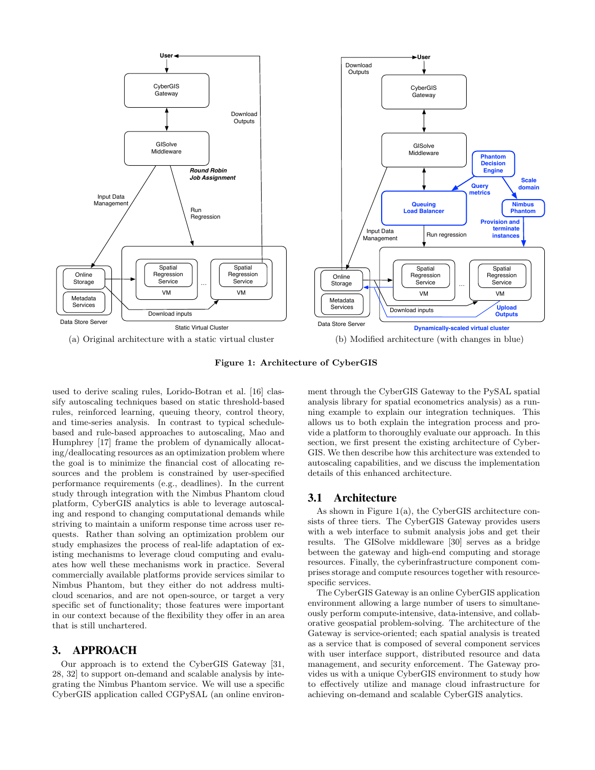(a) Original architecture with a static virtual cluster

(b) Modified architecture (with changes in blue)

**Figure 1: Architecture of CyberGIS**

used to derive scaling rules, Lorido-Botran et al. [16] classify autoscaling techniques based on static threshold-based rules, reinforced learning, queuing theory, control theory, and time-series analysis. In contrast to typical schedule-based and rule-based approaches to autoscaling, Mao and Humphrey [17] frame the problem of dynamically allocating/deallocating resources as an optimization problem where the goal is to minimize the financial cost of allocating resources and the problem is constrained by user-specified performance requirements (e.g., deadlines). In the current study through integration with the Nimbus Phantom cloud platform, CyberGIS analytics is able to leverage autoscaling and respond to changing computational demands while striving to maintain a uniform response time across user requests. Rather than solving an optimization problem our study emphasizes the process of real-life adaptation of existing mechanisms to leverage cloud computing and evaluates how well these mechanisms work in practice. Several commercially available platforms provide services similar to Nimbus Phantom, but they either do not address multi-cloud scenarios, and are not open-source, or target a very specific set of functionality; those features were important in our context because of the flexibility they offer in an area that is still unchartered.

# 3. APPROACH

Our approach is to extend the CyberGIS Gateway [31, 28, 32] to support on-demand and scalable analysis by integrating the Nimbus Phantom service. We will use a specific CyberGIS application called CGPySAL (an online environment through the CyberGIS Gateway to the PySAL spatial analysis library for spatial econometrics analysis) as a running example to explain our integration techniques. This allows us to both explain the integration process and provide a platform to thoroughly evaluate our approach. In this section, we first present the existing architecture of CyberGIS. We then describe how this architecture was extended to autoscaling capabilities, and we discuss the implementation details of this enhanced architecture.

## 3.1 Architecture

As shown in Figure 1(a), the CyberGIS architecture consists of three tiers. The CyberGIS Gateway provides users with a web interface to submit analysis jobs and get their results. The GISolve middleware [30] serves as a bridge between the gateway and high-end computing and storage resources. Finally, the cyberinfrastructure component comprises storage and compute resources together with resource-specific services.

The CyberGIS Gateway is an online CyberGIS application environment allowing a large number of users to simultaneously perform compute-intensive, data-intensive, and collaborative geospatial problem-solving. The architecture of the Gateway is service-oriented; each spatial analysis is treated as a service that is composed of several component services with user interface support, distributed resource and data management, and security enforcement. The Gateway provides us with a unique CyberGIS environment to study how to effectively utilize and manage cloud infrastructure for achieving on-demand and scalable CyberGIS analytics.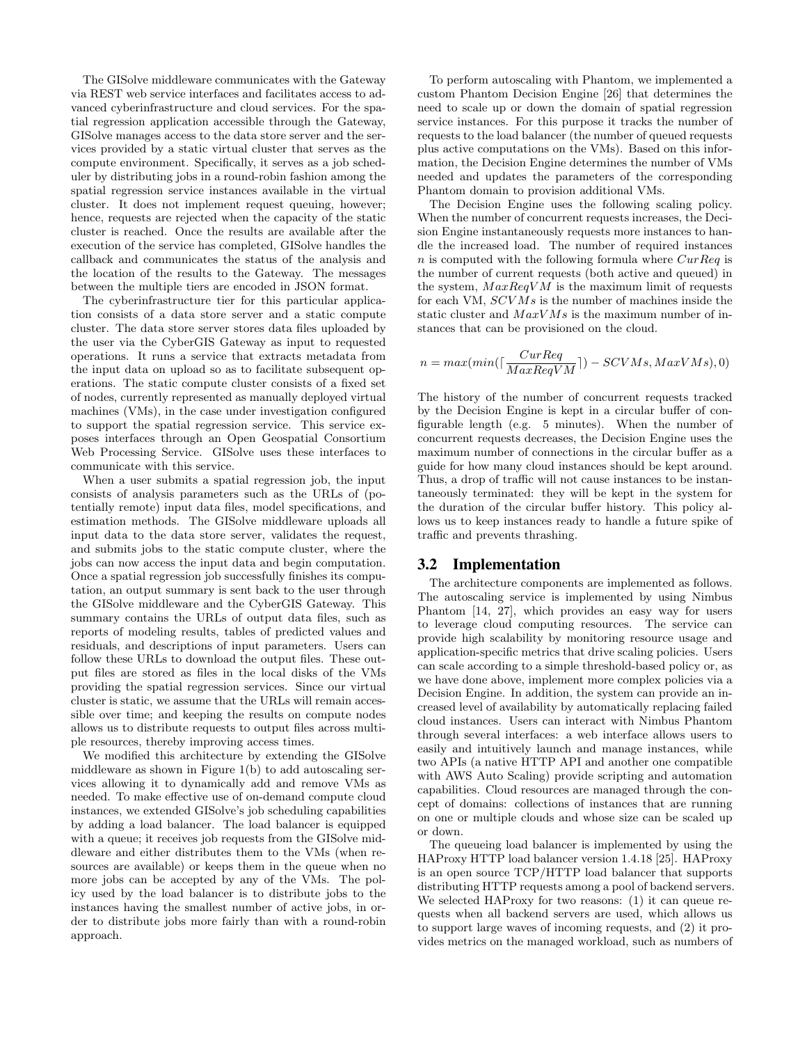The GISolve middleware communicates with the Gateway via REST web service interfaces and facilitates access to advanced cyberinfrastructure and cloud services. For the spatial regression application accessible through the Gateway, GISolve manages access to the data store server and the services provided by a static virtual cluster that serves as the compute environment. Specifically, it serves as a job scheduler by distributing jobs in a round-robin fashion among the spatial regression service instances available in the virtual cluster. It does not implement request queuing, however; hence, requests are rejected when the capacity of the static cluster is reached. Once the results are available after the execution of the service has completed, GISolve handles the callback and communicates the status of the analysis and the location of the results to the Gateway. The messages between the multiple tiers are encoded in JSON format.

The cyberinfrastructure tier for this particular application consists of a data store server and a static compute cluster. The data store server stores data files uploaded by the user via the CyberGIS Gateway as input to requested operations. It runs a service that extracts metadata from the input data on upload so as to facilitate subsequent operations. The static compute cluster consists of a fixed set of nodes, currently represented as manually deployed virtual machines (VMs), in the case under investigation configured to support the spatial regression service. This service exposes interfaces through an Open Geospatial Consortium Web Processing Service. GISolve uses these interfaces to communicate with this service.

When a user submits a spatial regression job, the input consists of analysis parameters such as the URLs of (potentially remote) input data files, model specifications, and estimation methods. The GISolve middleware uploads all input data to the data store server, validates the request, and submits jobs to the static compute cluster, where the jobs can now access the input data and begin computation. Once a spatial regression job successfully finishes its computation, an output summary is sent back to the user through the GISolve middleware and the CyberGIS Gateway. This summary contains the URLs of output data files, such as reports of modeling results, tables of predicted values and residuals, and descriptions of input parameters. Users can follow these URLs to download the output files. These output files are stored as files in the local disks of the VMs providing the spatial regression services. Since our virtual cluster is static, we assume that the URLs will remain accessible over time; and keeping the results on compute nodes allows us to distribute requests to output files across multiple resources, thereby improving access times.

We modified this architecture by extending the GISolve middleware as shown in Figure 1(b) to add autoscaling services allowing it to dynamically add and remove VMs as needed. To make effective use of on-demand compute cloud instances, we extended GISolve's job scheduling capabilities by adding a load balancer. The load balancer is equipped with a queue; it receives job requests from the GISolve middleware and either distributes them to the VMs (when resources are available) or keeps them in the queue when no more jobs can be accepted by any of the VMs. The policy used by the load balancer is to distribute jobs to the instances having the smallest number of active jobs, in order to distribute jobs more fairly than with a round-robin approach.

To perform autoscaling with Phantom, we implemented a custom Phantom Decision Engine [26] that determines the need to scale up or down the domain of spatial regression service instances. For this purpose it tracks the number of requests to the load balancer (the number of queued requests plus active computations on the VMs). Based on this information, the Decision Engine determines the number of VMs needed and updates the parameters of the corresponding Phantom domain to provision additional VMs.

The Decision Engine uses the following scaling policy. When the number of concurrent requests increases, the Decision Engine instantaneously requests more instances to handle the increased load. The number of required instances $n$ is computed with the following formula where $CurReq$ is the number of current requests (both active and queued) in the system, $MaxReqVM$ is the maximum limit of requests for each VM, $SCVMs$ is the number of machines inside the static cluster and $MaxVMs$ is the maximum number of instances that can be provisioned on the cloud.

$$n = max(min(\lceil \frac{CurReq}{MaxReqVM} \rceil) - SCVMs, MaxVMs), 0)$$

The history of the number of concurrent requests tracked by the Decision Engine is kept in a circular buffer of configurable length (e.g. 5 minutes). When the number of concurrent requests decreases, the Decision Engine uses the maximum number of connections in the circular buffer as a guide for how many cloud instances should be kept around. Thus, a drop of traffic will not cause instances to be instantaneously terminated: they will be kept in the system for the duration of the circular buffer history. This policy allows us to keep instances ready to handle a future spike of traffic and prevents thrashing.

## 3.2 Implementation

The architecture components are implemented as follows. The autoscaling service is implemented by using Nimbus Phantom [14, 27], which provides an easy way for users to leverage cloud computing resources. The service can provide high scalability by monitoring resource usage and application-specific metrics that drive scaling policies. Users can scale according to a simple threshold-based policy or, as we have done above, implement more complex policies via a Decision Engine. In addition, the system can provide an increased level of availability by automatically replacing failed cloud instances. Users can interact with Nimbus Phantom through several interfaces: a web interface allows users to easily and intuitively launch and manage instances, while two APIs (a native HTTP API and another one compatible with AWS Auto Scaling) provide scripting and automation capabilities. Cloud resources are managed through the concept of domains: collections of instances that are running on one or multiple clouds and whose size can be scaled up or down.

The queueing load balancer is implemented by using the HAProxy HTTP load balancer version 1.4.18 [25]. HAProxy is an open source TCP/HTTP load balancer that supports distributing HTTP requests among a pool of backend servers. We selected HAProxy for two reasons: (1) it can queue requests when all backend servers are used, which allows us to support large waves of incoming requests, and (2) it provides metrics on the managed workload, such as numbers of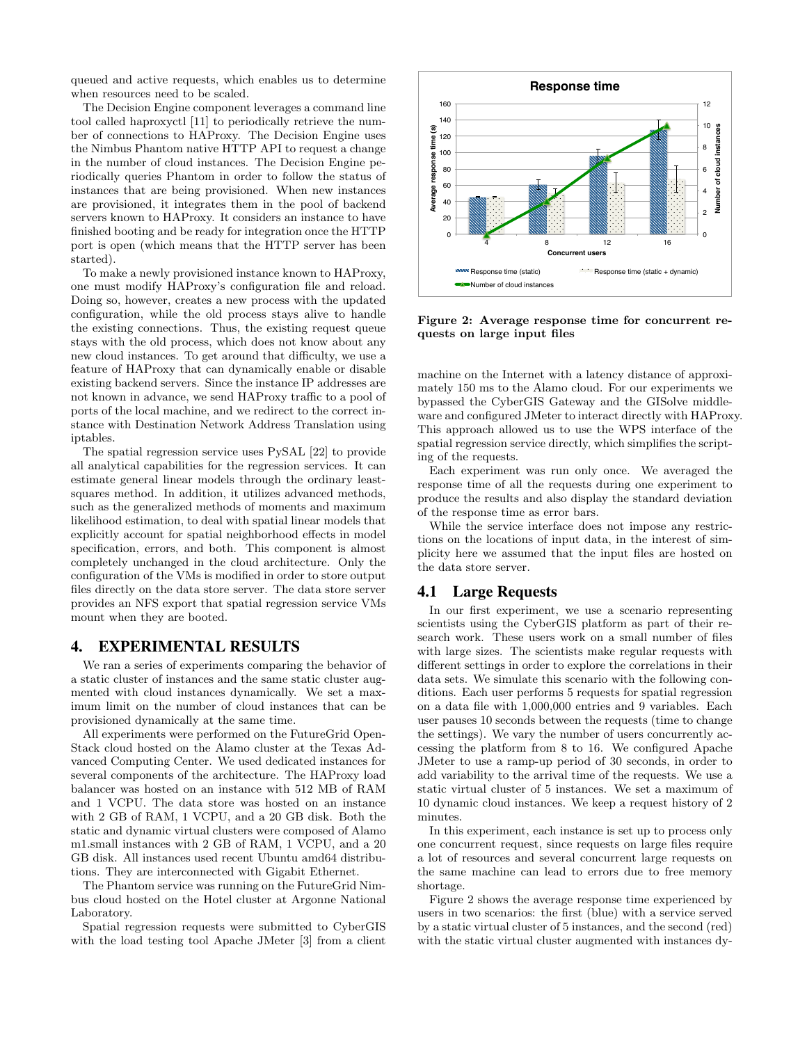queued and active requests, which enables us to determine when resources need to be scaled.

The Decision Engine component leverages a command line tool called haproxyctl [11] to periodically retrieve the number of connections to HAProxy. The Decision Engine uses the Nimbus Phantom native HTTP API to request a change in the number of cloud instances. The Decision Engine periodically queries Phantom in order to follow the status of instances that are being provisioned. When new instances are provisioned, it integrates them in the pool of backend servers known to HAProxy. It considers an instance to have finished booting and be ready for integration once the HTTP port is open (which means that the HTTP server has been started).

To make a newly provisioned instance known to HAProxy, one must modify HAProxy's configuration file and reload. Doing so, however, creates a new process with the updated configuration, while the old process stays alive to handle the existing connections. Thus, the existing request queue stays with the old process, which does not know about any new cloud instances. To get around that difficulty, we use a feature of HAProxy that can dynamically enable or disable existing backend servers. Since the instance IP addresses are not known in advance, we send HAProxy traffic to a pool of ports of the local machine, and we redirect to the correct instance with Destination Network Address Translation using iptables.

The spatial regression service uses PySAL [22] to provide all analytical capabilities for the regression services. It can estimate general linear models through the ordinary least-squares method. In addition, it utilizes advanced methods, such as the generalized methods of moments and maximum likelihood estimation, to deal with spatial linear models that explicitly account for spatial neighborhood effects in model specification, errors, and both. This component is almost completely unchanged in the cloud architecture. Only the configuration of the VMs is modified in order to store output files directly on the data store server. The data store server provides an NFS export that spatial regression service VMs mount when they are booted.

# 4. EXPERIMENTAL RESULTS

We ran a series of experiments comparing the behavior of a static cluster of instances and the same static cluster augmented with cloud instances dynamically. We set a maximum limit on the number of cloud instances that can be provisioned dynamically at the same time.

All experiments were performed on the FutureGrid OpenStack cloud hosted on the Alamo cluster at the Texas Advanced Computing Center. We used dedicated instances for several components of the architecture. The HAProxy load balancer was hosted on an instance with 512 MB of RAM and 1 VCPU. The data store was hosted on an instance with 2 GB of RAM, 1 VCPU, and a 20 GB disk. Both the static and dynamic virtual clusters were composed of Alamo m1.small instances with 2 GB of RAM, 1 VCPU, and a 20 GB disk. All instances used recent Ubuntu amd64 distributions. They are interconnected with Gigabit Ethernet.

The Phantom service was running on the FutureGrid Nimbus cloud hosted on the Hotel cluster at Argonne National Laboratory.

Spatial regression requests were submitted to CyberGIS with the load testing tool Apache JMeter [3] from a client machine on the Internet with a latency distance of approximately 150 ms to the Alamo cloud. For our experiments we bypassed the CyberGIS Gateway and the GISolve middleware and configured JMeter to interact directly with HAProxy. This approach allowed us to use the WPS interface of the spatial regression service directly, which simplifies the scripting of the requests.

Each experiment was run only once. We averaged the response time of all the requests during one experiment to produce the results and also display the standard deviation of the response time as error bars.

While the service interface does not impose any restrictions on the locations of input data, in the interest of simplicity here we assumed that the input files are hosted on the data store server.

Response time

Average response time (s): 0, 20, 40, 60, 80, 100, 120, 140, 160

Number of cloud instances: 0, 2, 4, 6, 8, 10, 12

Concurrent users: 4, 8, 12, 16

Response time (static)
Response time (static + dynamic)
Number of cloud instances

**Figure 2: Average response time for concurrent requests on large input files**

## 4.1 Large Requests

In our first experiment, we use a scenario representing scientists using the CyberGIS platform as part of their research work. These users work on a small number of files with large sizes. The scientists make regular requests with different settings in order to explore the correlations in their data sets. We simulate this scenario with the following conditions. Each user performs 5 requests for spatial regression on a data file with 1,000,000 entries and 9 variables. Each user pauses 10 seconds between the requests (time to change the settings). We vary the number of users concurrently accessing the platform from 8 to 16. We configured Apache JMeter to use a ramp-up period of 30 seconds, in order to add variability to the arrival time of the requests. We use a static virtual cluster of 5 instances. We set a maximum of 10 dynamic cloud instances. We keep a request history of 2 minutes.

In this experiment, each instance is set up to process only one concurrent request, since requests on large files require a lot of resources and several concurrent large requests on the same machine can lead to errors due to free memory shortage.

Figure 2 shows the average response time experienced by users in two scenarios: the first (blue) with a service served by a static virtual cluster of 5 instances, and the second (red) with the static virtual cluster augmented with instances dy-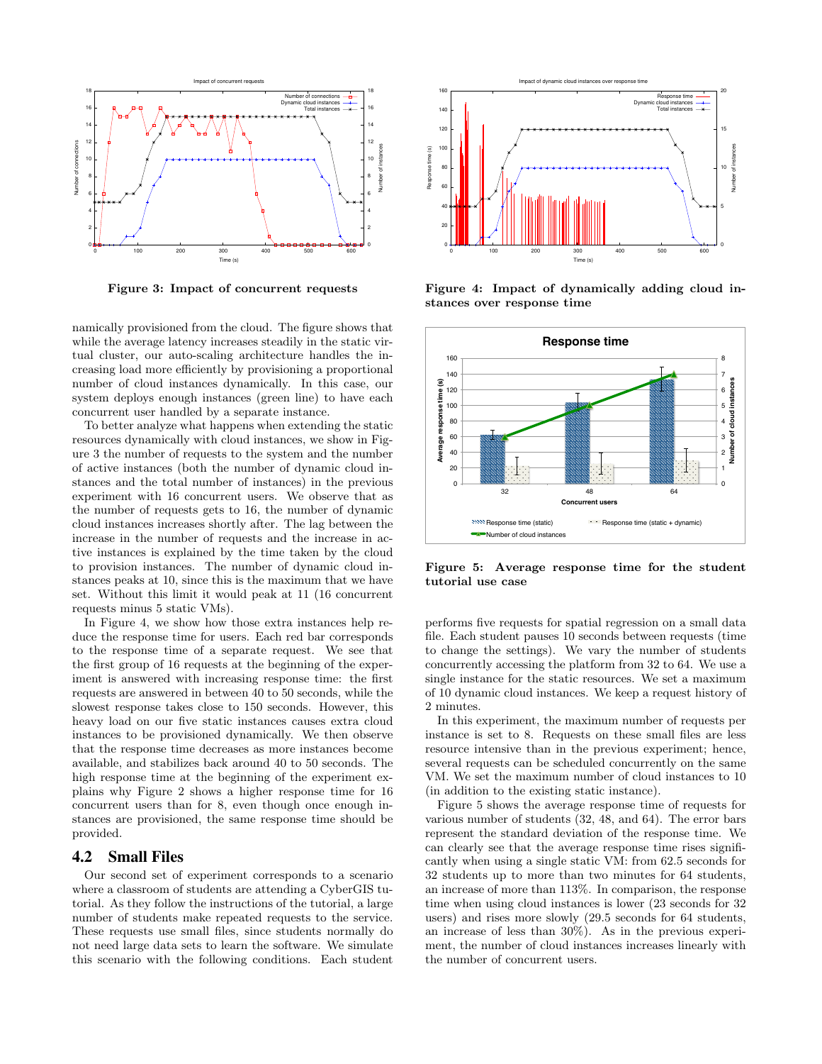Figure 3: Impact of concurrent requests

Figure 4: Impact of dynamically adding cloud instances over response time

namically provisioned from the cloud. The figure shows that while the average latency increases steadily in the static virtual cluster, our auto-scaling architecture handles the increasing load more efficiently by provisioning a proportional number of cloud instances dynamically. In this case, our system deploys enough instances (green line) to have each concurrent user handled by a separate instance.

To better analyze what happens when extending the static resources dynamically with cloud instances, we show in Figure 3 the number of requests to the system and the number of active instances (both the number of dynamic cloud instances and the total number of instances) in the previous experiment with 16 concurrent users. We observe that as the number of requests gets to 16, the number of dynamic cloud instances increases shortly after. The lag between the increase in the number of requests and the increase in active instances is explained by the time taken by the cloud to provision instances. The number of dynamic cloud instances peaks at 10, since this is the maximum that we have set. Without this limit it would peak at 11 (16 concurrent requests minus 5 static VMs).

In Figure 4, we show how those extra instances help reduce the response time for users. Each red bar corresponds to the response time of a separate request. We see that the first group of 16 requests at the beginning of the experiment is answered with increasing response time: the first requests are answered in between 40 to 50 seconds, while the slowest response takes close to 150 seconds. However, this heavy load on our five static instances causes extra cloud instances to be provisioned dynamically. We then observe that the response time decreases as more instances become available, and stabilizes back around 40 to 50 seconds. The high response time at the beginning of the experiment explains why Figure 2 shows a higher response time for 16 concurrent users than for 8, even though once enough instances are provisioned, the same response time should be provided.

## 4.2 Small Files

Our second set of experiment corresponds to a scenario where a classroom of students are attending a CyberGIS tutorial. As they follow the instructions of the tutorial, a large number of students make repeated requests to the service. These requests use small files, since students normally do not need large data sets to learn the software. We simulate this scenario with the following conditions. Each student performs five requests for spatial regression on a small data file. Each student pauses 10 seconds between requests (time to change the settings). We vary the number of students concurrently accessing the platform from 32 to 64. We use a single instance for the static resources. We set a maximum of 10 dynamic cloud instances. We keep a request history of 2 minutes.

In this experiment, the maximum number of requests per instance is set to 8. Requests on these small files are less resource intensive than in the previous experiment; hence, several requests can be scheduled concurrently on the same VM. We set the maximum number of cloud instances to 10 (in addition to the existing static instance).

Figure 5: Average response time for the student tutorial use case

Figure 5 shows the average response time of requests for various number of students (32, 48, and 64). The error bars represent the standard deviation of the response time. We can clearly see that the average response time rises significantly when using a single static VM: from 62.5 seconds for 32 students up to more than two minutes for 64 students, an increase of more than 113%. In comparison, the response time when using cloud instances is lower (23 seconds for 32 users) and rises more slowly (29.5 seconds for 64 students, an increase of less than 30%). As in the previous experiment, the number of cloud instances increases linearly with the number of concurrent users.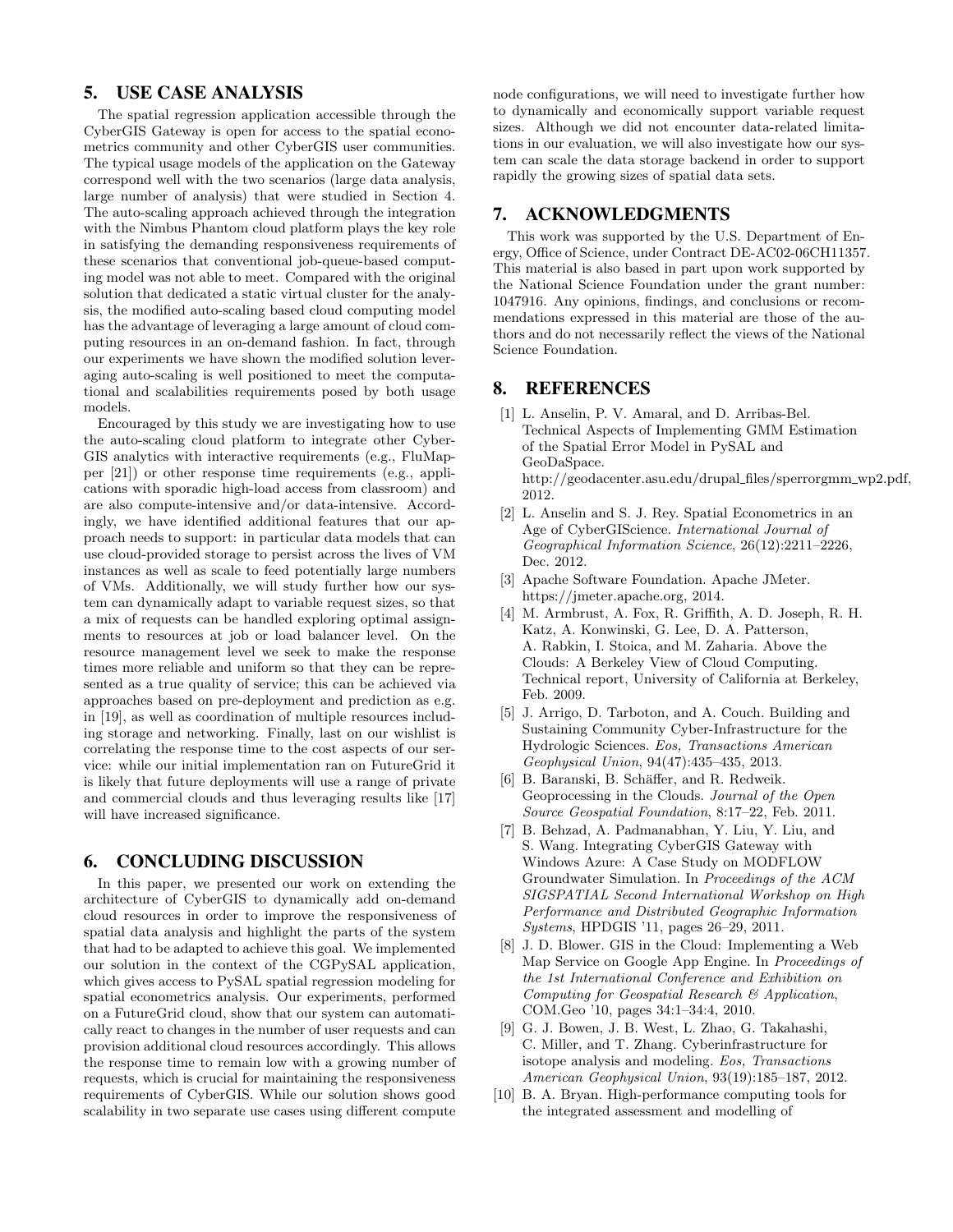## 5. USE CASE ANALYSIS

The spatial regression application accessible through the CyberGIS Gateway is open for access to the spatial econometrics community and other CyberGIS user communities. The typical usage models of the application on the Gateway correspond well with the two scenarios (large data analysis, large number of analysis) that were studied in Section 4. The auto-scaling approach achieved through the integration with the Nimbus Phantom cloud platform plays the key role in satisfying the demanding responsiveness requirements of these scenarios that conventional job-queue-based computing model was not able to meet. Compared with the original solution that dedicated a static virtual cluster for the analysis, the modified auto-scaling based cloud computing model has the advantage of leveraging a large amount of cloud computing resources in an on-demand fashion. In fact, through our experiments we have shown the modified solution leveraging auto-scaling is well positioned to meet the computational and scalabilities requirements posed by both usage models.

Encouraged by this study we are investigating how to use the auto-scaling cloud platform to integrate other CyberGIS analytics with interactive requirements (e.g., FluMapper [21]) or other response time requirements (e.g., applications with sporadic high-load access from classroom) and are also compute-intensive and/or data-intensive. Accordingly, we have identified additional features that our approach needs to support: in particular data models that can use cloud-provided storage to persist across the lives of VM instances as well as scale to feed potentially large numbers of VMs. Additionally, we will study further how our system can dynamically adapt to variable request sizes, so that a mix of requests can be handled exploring optimal assignments to resources at job or load balancer level. On the resource management level we seek to make the response times more reliable and uniform so that they can be represented as a true quality of service; this can be achieved via approaches based on pre-deployment and prediction as e.g. in [19], as well as coordination of multiple resources including storage and networking. Finally, last on our wishlist is correlating the response time to the cost aspects of our service: while our initial implementation ran on FutureGrid it is likely that future deployments will use a range of private and commercial clouds and thus leveraging results like [17] will have increased significance.

## 6. CONCLUDING DISCUSSION

In this paper, we presented our work on extending the architecture of CyberGIS to dynamically add on-demand cloud resources in order to improve the responsiveness of spatial data analysis and highlight the parts of the system that had to be adapted to achieve this goal. We implemented our solution in the context of the CGPySAL application, which gives access to PySAL spatial regression modeling for spatial econometrics analysis. Our experiments, performed on a FutureGrid cloud, show that our system can automatically react to changes in the number of user requests and can provision additional cloud resources accordingly. This allows the response time to remain low with a growing number of requests, which is crucial for maintaining the responsiveness requirements of CyberGIS. While our solution shows good scalability in two separate use cases using different compute node configurations, we will need to investigate further how to dynamically and economically support variable request sizes. Although we did not encounter data-related limitations in our evaluation, we will also investigate how our system can scale the data storage backend in order to support rapidly the growing sizes of spatial data sets.

## 7. ACKNOWLEDGMENTS

This work was supported by the U.S. Department of Energy, Office of Science, under Contract DE-AC02-06CH11357. This material is also based in part upon work supported by the National Science Foundation under the grant number: 1047916. Any opinions, findings, and conclusions or recommendations expressed in this material are those of the authors and do not necessarily reflect the views of the National Science Foundation.

## 8. REFERENCES

[1] L. Anselin, P. V. Amaral, and D. Arribas-Bel. Technical Aspects of Implementing GMM Estimation of the Spatial Error Model in PySAL and GeoDaSpace. http://geodacenter.asu.edu/drupal_files/sperrorgmm_wp2.pdf, 2012.

[2] L. Anselin and S. J. Rey. Spatial Econometrics in an Age of CyberGIScience. *International Journal of Geographical Information Science*, 26(12):2211–2226, Dec. 2012.

[3] Apache Software Foundation. Apache JMeter. https://jmeter.apache.org, 2014.

[4] M. Armbrust, A. Fox, R. Griffith, A. D. Joseph, R. H. Katz, A. Konwinski, G. Lee, D. A. Patterson, A. Rabkin, I. Stoica, and M. Zaharia. Above the Clouds: A Berkeley View of Cloud Computing. Technical report, University of California at Berkeley, Feb. 2009.

[5] J. Arrigo, D. Tarboton, and A. Couch. Building and Sustaining Community Cyber-Infrastructure for the Hydrologic Sciences. *Eos, Transactions American Geophysical Union*, 94(47):435–435, 2013.

[6] B. Baranski, B. Schäffer, and R. Redweik. Geoprocessing in the Clouds. *Journal of the Open Source Geospatial Foundation*, 8:17–22, Feb. 2011.

[7] B. Behzad, A. Padmanabhan, Y. Liu, Y. Liu, and S. Wang. Integrating CyberGIS Gateway with Windows Azure: A Case Study on MODFLOW Groundwater Simulation. In *Proceedings of the ACM SIGSPATIAL Second International Workshop on High Performance and Distributed Geographic Information Systems*, HPDGIS '11, pages 26–29, 2011.

[8] J. D. Blower. GIS in the Cloud: Implementing a Web Map Service on Google App Engine. In *Proceedings of the 1st International Conference and Exhibition on Computing for Geospatial Research & Application*, COM.Geo '10, pages 34:1–34:4, 2010.

[9] G. J. Bowen, J. B. West, L. Zhao, G. Takahashi, C. Miller, and T. Zhang. Cyberinfrastructure for isotope analysis and modeling. *Eos, Transactions American Geophysical Union*, 93(19):185–187, 2012.

[10] B. A. Bryan. High-performance computing tools for the integrated assessment and modelling of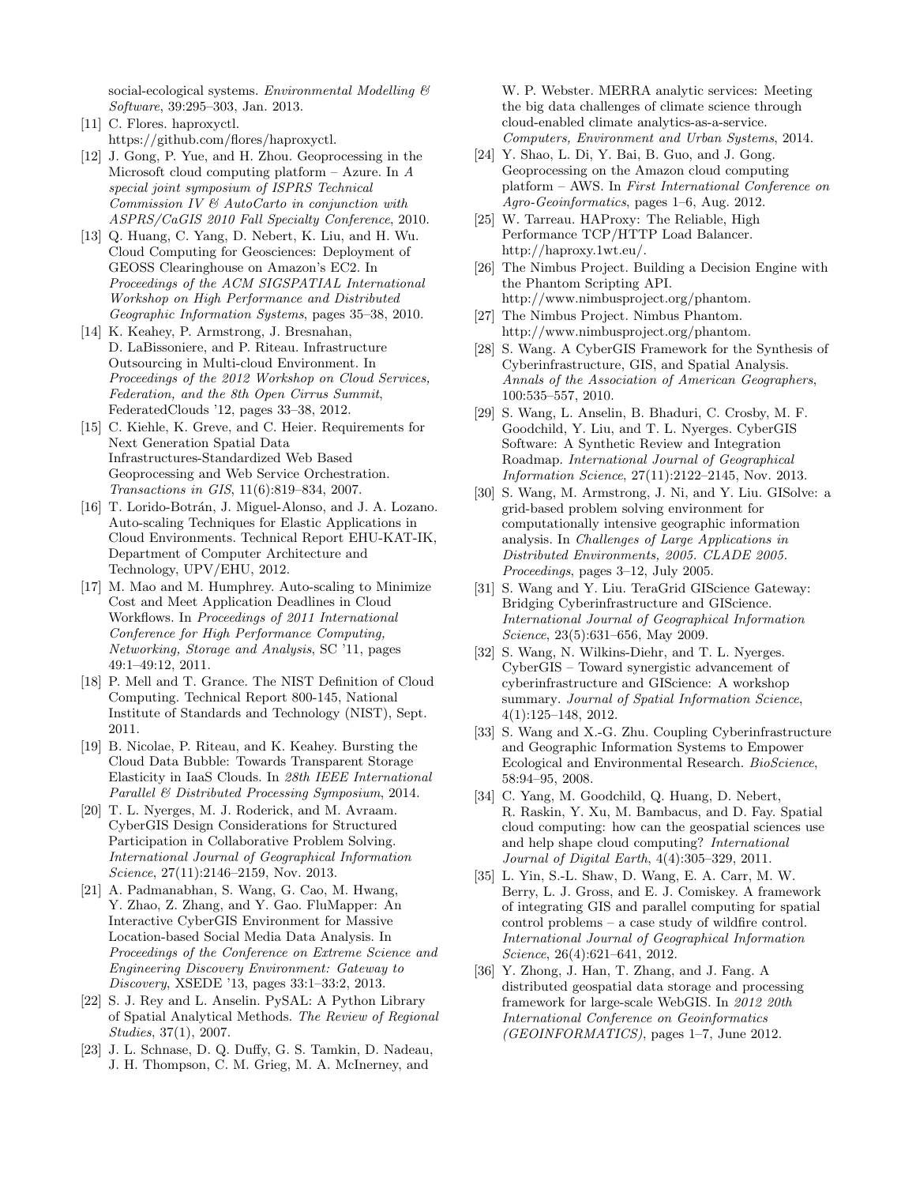social-ecological systems. *Environmental Modelling & Software*, 39:295–303, Jan. 2013.

[11] C. Flores. haproxyctl. https://github.com/flores/haproxyctl.

[12] J. Gong, P. Yue, and H. Zhou. Geoprocessing in the Microsoft cloud computing platform – Azure. In *A special joint symposium of ISPRS Technical Commission IV & AutoCarto in conjunction with ASPRS/CaGIS 2010 Fall Specialty Conference*, 2010.

[13] Q. Huang, C. Yang, D. Nebert, K. Liu, and H. Wu. Cloud Computing for Geosciences: Deployment of GEOSS Clearinghouse on Amazon's EC2. In *Proceedings of the ACM SIGSPATIAL International Workshop on High Performance and Distributed Geographic Information Systems*, pages 35–38, 2010.

[14] K. Keahey, P. Armstrong, J. Bresnahan, D. LaBissoniere, and P. Riteau. Infrastructure Outsourcing in Multi-cloud Environment. In *Proceedings of the 2012 Workshop on Cloud Services, Federation, and the 8th Open Cirrus Summit*, FederatedClouds '12, pages 33–38, 2012.

[15] C. Kiehle, K. Greve, and C. Heier. Requirements for Next Generation Spatial Data Infrastructures-Standardized Web Based Geoprocessing and Web Service Orchestration. *Transactions in GIS*, 11(6):819–834, 2007.

[16] T. Lorido-Botrán, J. Miguel-Alonso, and J. A. Lozano. Auto-scaling Techniques for Elastic Applications in Cloud Environments. Technical Report EHU-KAT-IK, Department of Computer Architecture and Technology, UPV/EHU, 2012.

[17] M. Mao and M. Humphrey. Auto-scaling to Minimize Cost and Meet Application Deadlines in Cloud Workflows. In *Proceedings of 2011 International Conference for High Performance Computing, Networking, Storage and Analysis*, SC '11, pages 49:1–49:12, 2011.

[18] P. Mell and T. Grance. The NIST Definition of Cloud Computing. Technical Report 800-145, National Institute of Standards and Technology (NIST), Sept. 2011.

[19] B. Nicolae, P. Riteau, and K. Keahey. Bursting the Cloud Data Bubble: Towards Transparent Storage Elasticity in IaaS Clouds. In *28th IEEE International Parallel & Distributed Processing Symposium*, 2014.

[20] T. L. Nyerges, M. J. Roderick, and M. Avraam. CyberGIS Design Considerations for Structured Participation in Collaborative Problem Solving. *International Journal of Geographical Information Science*, 27(11):2146–2159, Nov. 2013.

[21] A. Padmanabhan, S. Wang, G. Cao, M. Hwang, Y. Zhao, Z. Zhang, and Y. Gao. FluMapper: An Interactive CyberGIS Environment for Massive Location-based Social Media Data Analysis. In *Proceedings of the Conference on Extreme Science and Engineering Discovery Environment: Gateway to Discovery*, XSEDE '13, pages 33:1–33:2, 2013.

[22] S. J. Rey and L. Anselin. PySAL: A Python Library of Spatial Analytical Methods. *The Review of Regional Studies*, 37(1), 2007.

[23] J. L. Schnase, D. Q. Duffy, G. S. Tamkin, D. Nadeau, J. H. Thompson, C. M. Grieg, M. A. McInerney, and W. P. Webster. MERRA analytic services: Meeting the big data challenges of climate science through cloud-enabled climate analytics-as-a-service. *Computers, Environment and Urban Systems*, 2014.

[24] Y. Shao, L. Di, Y. Bai, B. Guo, and J. Gong. Geoprocessing on the Amazon cloud computing platform – AWS. In *First International Conference on Agro-Geoinformatics*, pages 1–6, Aug. 2012.

[25] W. Tarreau. HAProxy: The Reliable, High Performance TCP/HTTP Load Balancer. http://haproxy.1wt.eu/.

[26] The Nimbus Project. Building a Decision Engine with the Phantom Scripting API. http://www.nimbusproject.org/phantom.

[27] The Nimbus Project. Nimbus Phantom. http://www.nimbusproject.org/phantom.

[28] S. Wang. A CyberGIS Framework for the Synthesis of Cyberinfrastructure, GIS, and Spatial Analysis. *Annals of the Association of American Geographers*, 100:535–557, 2010.

[29] S. Wang, L. Anselin, B. Bhaduri, C. Crosby, M. F. Goodchild, Y. Liu, and T. L. Nyerges. CyberGIS Software: A Synthetic Review and Integration Roadmap. *International Journal of Geographical Information Science*, 27(11):2122–2145, Nov. 2013.

[30] S. Wang, M. Armstrong, J. Ni, and Y. Liu. GISolve: a grid-based problem solving environment for computationally intensive geographic information analysis. In *Challenges of Large Applications in Distributed Environments, 2005. CLADE 2005. Proceedings*, pages 3–12, July 2005.

[31] S. Wang and Y. Liu. TeraGrid GIScience Gateway: Bridging Cyberinfrastructure and GIScience. *International Journal of Geographical Information Science*, 23(5):631–656, May 2009.

[32] S. Wang, N. Wilkins-Diehr, and T. L. Nyerges. CyberGIS – Toward synergistic advancement of cyberinfrastructure and GIScience: A workshop summary. *Journal of Spatial Information Science*, 4(1):125–148, 2012.

[33] S. Wang and X.-G. Zhu. Coupling Cyberinfrastructure and Geographic Information Systems to Empower Ecological and Environmental Research. *BioScience*, 58:94–95, 2008.

[34] C. Yang, M. Goodchild, Q. Huang, D. Nebert, R. Raskin, Y. Xu, M. Bambacus, and D. Fay. Spatial cloud computing: how can the geospatial sciences use and help shape cloud computing? *International Journal of Digital Earth*, 4(4):305–329, 2011.

[35] L. Yin, S.-L. Shaw, D. Wang, E. A. Carr, M. W. Berry, L. J. Gross, and E. J. Comiskey. A framework of integrating GIS and parallel computing for spatial control problems – a case study of wildfire control. *International Journal of Geographical Information Science*, 26(4):621–641, 2012.

[36] Y. Zhong, J. Han, T. Zhang, and J. Fang. A distributed geospatial data storage and processing framework for large-scale WebGIS. In *2012 20th International Conference on Geoinformatics (GEOINFORMATICS)*, pages 1–7, June 2012.